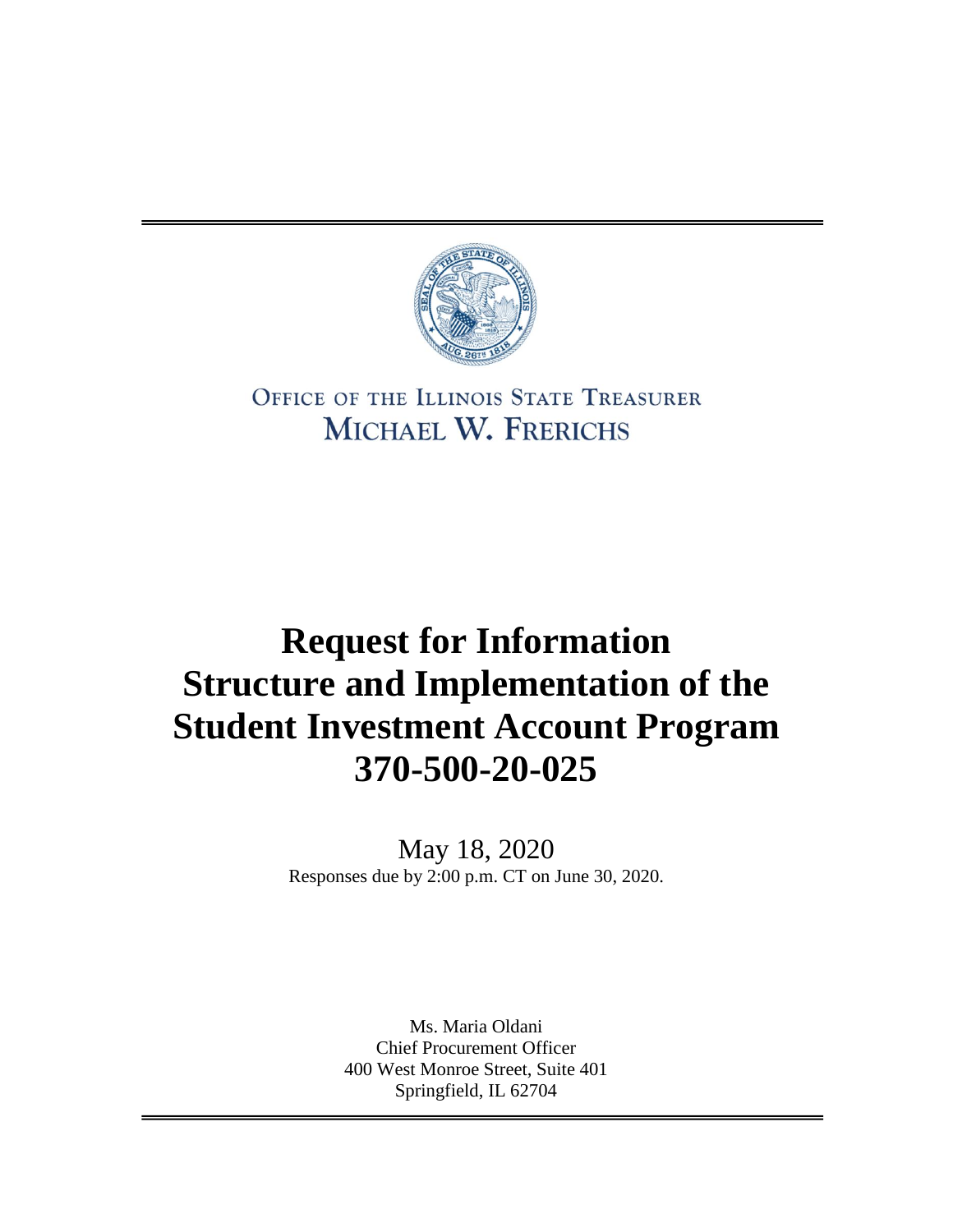OFFICE OF THE ILLINOIS STATE TREASURER
MICHAEL W. FRERICHS

# Request for Information Structure and Implementation of the Student Investment Account Program 370-500-20-025

May 18, 2020

Responses due by 2:00 p.m. CT on June 30, 2020.

Ms. Maria Oldani
Chief Procurement Officer
400 West Monroe Street, Suite 401
Springfield, IL 62704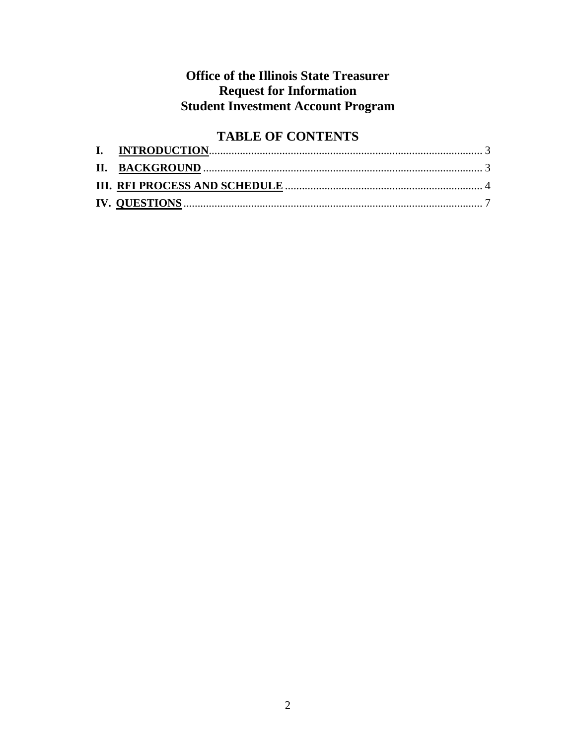**Office of the Illinois State Treasurer**
**Request for Information**
**Student Investment Account Program**

## TABLE OF CONTENTS

**I. INTRODUCTION** ........................................................................................ 3

**II. BACKGROUND** ........................................................................................ 3

**III. RFI PROCESS AND SCHEDULE** ................................................................ 4

**IV. QUESTIONS** ............................................................................................ 7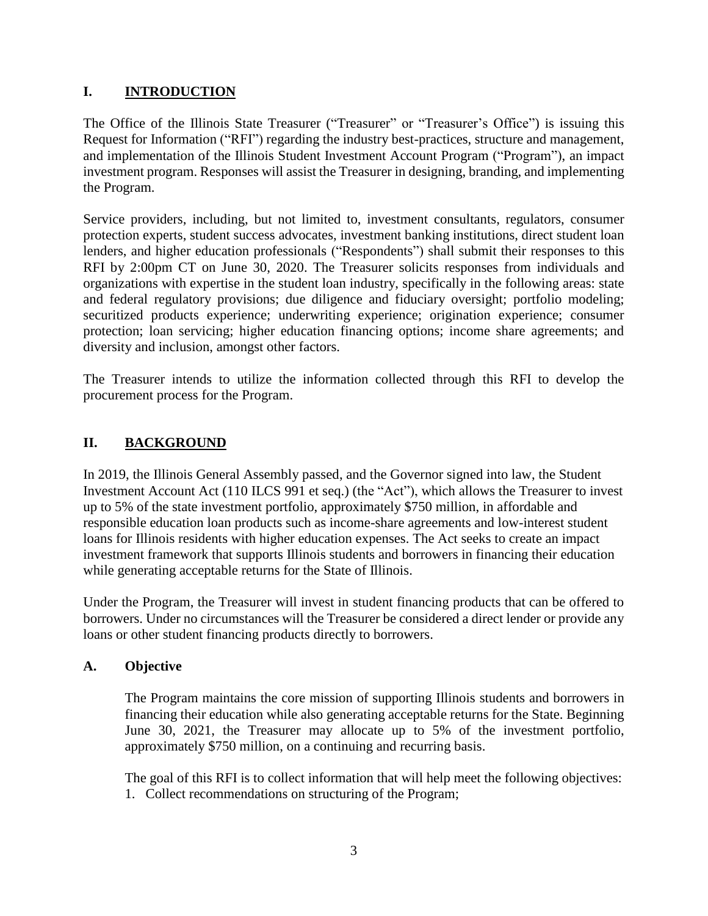## I. INTRODUCTION

The Office of the Illinois State Treasurer ("Treasurer" or "Treasurer's Office") is issuing this Request for Information ("RFI") regarding the industry best-practices, structure and management, and implementation of the Illinois Student Investment Account Program ("Program"), an impact investment program. Responses will assist the Treasurer in designing, branding, and implementing the Program.

Service providers, including, but not limited to, investment consultants, regulators, consumer protection experts, student success advocates, investment banking institutions, direct student loan lenders, and higher education professionals ("Respondents") shall submit their responses to this RFI by 2:00pm CT on June 30, 2020. The Treasurer solicits responses from individuals and organizations with expertise in the student loan industry, specifically in the following areas: state and federal regulatory provisions; due diligence and fiduciary oversight; portfolio modeling; securitized products experience; underwriting experience; origination experience; consumer protection; loan servicing; higher education financing options; income share agreements; and diversity and inclusion, amongst other factors.

The Treasurer intends to utilize the information collected through this RFI to develop the procurement process for the Program.

## II. BACKGROUND

In 2019, the Illinois General Assembly passed, and the Governor signed into law, the Student Investment Account Act (110 ILCS 991 et seq.) (the "Act"), which allows the Treasurer to invest up to 5% of the state investment portfolio, approximately $750 million, in affordable and responsible education loan products such as income-share agreements and low-interest student loans for Illinois residents with higher education expenses. The Act seeks to create an impact investment framework that supports Illinois students and borrowers in financing their education while generating acceptable returns for the State of Illinois.

Under the Program, the Treasurer will invest in student financing products that can be offered to borrowers. Under no circumstances will the Treasurer be considered a direct lender or provide any loans or other student financing products directly to borrowers.

### A. Objective

The Program maintains the core mission of supporting Illinois students and borrowers in financing their education while also generating acceptable returns for the State. Beginning June 30, 2021, the Treasurer may allocate up to 5% of the investment portfolio, approximately $750 million, on a continuing and recurring basis.

The goal of this RFI is to collect information that will help meet the following objectives:

1. Collect recommendations on structuring of the Program;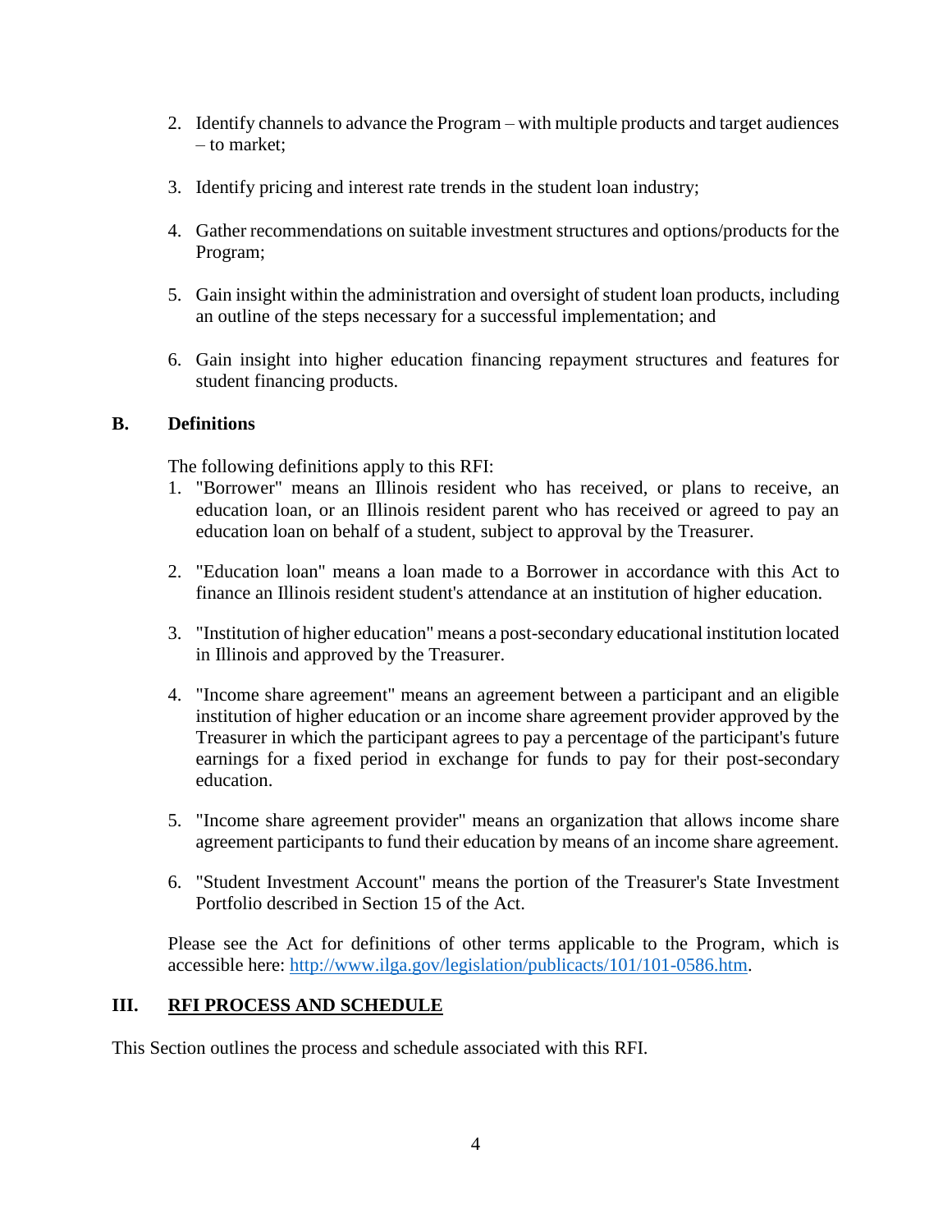2. Identify channels to advance the Program – with multiple products and target audiences – to market;

3. Identify pricing and interest rate trends in the student loan industry;

4. Gather recommendations on suitable investment structures and options/products for the Program;

5. Gain insight within the administration and oversight of student loan products, including an outline of the steps necessary for a successful implementation; and

6. Gain insight into higher education financing repayment structures and features for student financing products.

### B. Definitions

The following definitions apply to this RFI:

1. "Borrower" means an Illinois resident who has received, or plans to receive, an education loan, or an Illinois resident parent who has received or agreed to pay an education loan on behalf of a student, subject to approval by the Treasurer.

2. "Education loan" means a loan made to a Borrower in accordance with this Act to finance an Illinois resident student's attendance at an institution of higher education.

3. "Institution of higher education" means a post-secondary educational institution located in Illinois and approved by the Treasurer.

4. "Income share agreement" means an agreement between a participant and an eligible institution of higher education or an income share agreement provider approved by the Treasurer in which the participant agrees to pay a percentage of the participant's future earnings for a fixed period in exchange for funds to pay for their post-secondary education.

5. "Income share agreement provider" means an organization that allows income share agreement participants to fund their education by means of an income share agreement.

6. "Student Investment Account" means the portion of the Treasurer's State Investment Portfolio described in Section 15 of the Act.

Please see the Act for definitions of other terms applicable to the Program, which is accessible here: [http://www.ilga.gov/legislation/publicacts/101/101-0586.htm](http://www.ilga.gov/legislation/publicacts/101/101-0586.htm).

## III. <u>RFI PROCESS AND SCHEDULE</u>

This Section outlines the process and schedule associated with this RFI.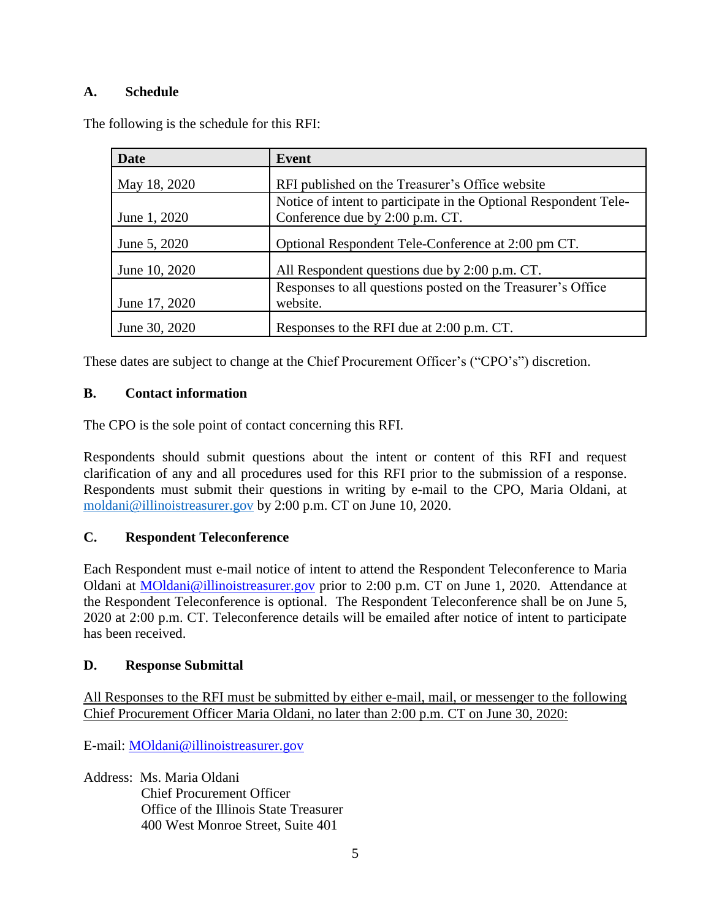### A. Schedule

The following is the schedule for this RFI:

| Date | Event |
| --- | --- |
| May 18, 2020 | RFI published on the Treasurer's Office website |
| June 1, 2020 | Notice of intent to participate in the Optional Respondent Tele-Conference due by 2:00 p.m. CT. |
| June 5, 2020 | Optional Respondent Tele-Conference at 2:00 pm CT. |
| June 10, 2020 | All Respondent questions due by 2:00 p.m. CT. |
| June 17, 2020 | Responses to all questions posted on the Treasurer's Office website. |
| June 30, 2020 | Responses to the RFI due at 2:00 p.m. CT. |

These dates are subject to change at the Chief Procurement Officer's ("CPO's") discretion.

### B. Contact information

The CPO is the sole point of contact concerning this RFI.

Respondents should submit questions about the intent or content of this RFI and request clarification of any and all procedures used for this RFI prior to the submission of a response. Respondents must submit their questions in writing by e-mail to the CPO, Maria Oldani, at moldani@illinoistreasurer.gov by 2:00 p.m. CT on June 10, 2020.

### C. Respondent Teleconference

Each Respondent must e-mail notice of intent to attend the Respondent Teleconference to Maria Oldani at MOldani@illinoistreasurer.gov prior to 2:00 p.m. CT on June 1, 2020. Attendance at the Respondent Teleconference is optional. The Respondent Teleconference shall be on June 5, 2020 at 2:00 p.m. CT. Teleconference details will be emailed after notice of intent to participate has been received.

### D. Response Submittal

All Responses to the RFI must be submitted by either e-mail, mail, or messenger to the following Chief Procurement Officer Maria Oldani, no later than 2:00 p.m. CT on June 30, 2020:

E-mail: MOldani@illinoistreasurer.gov

Address: Ms. Maria Oldani
Chief Procurement Officer
Office of the Illinois State Treasurer
400 West Monroe Street, Suite 401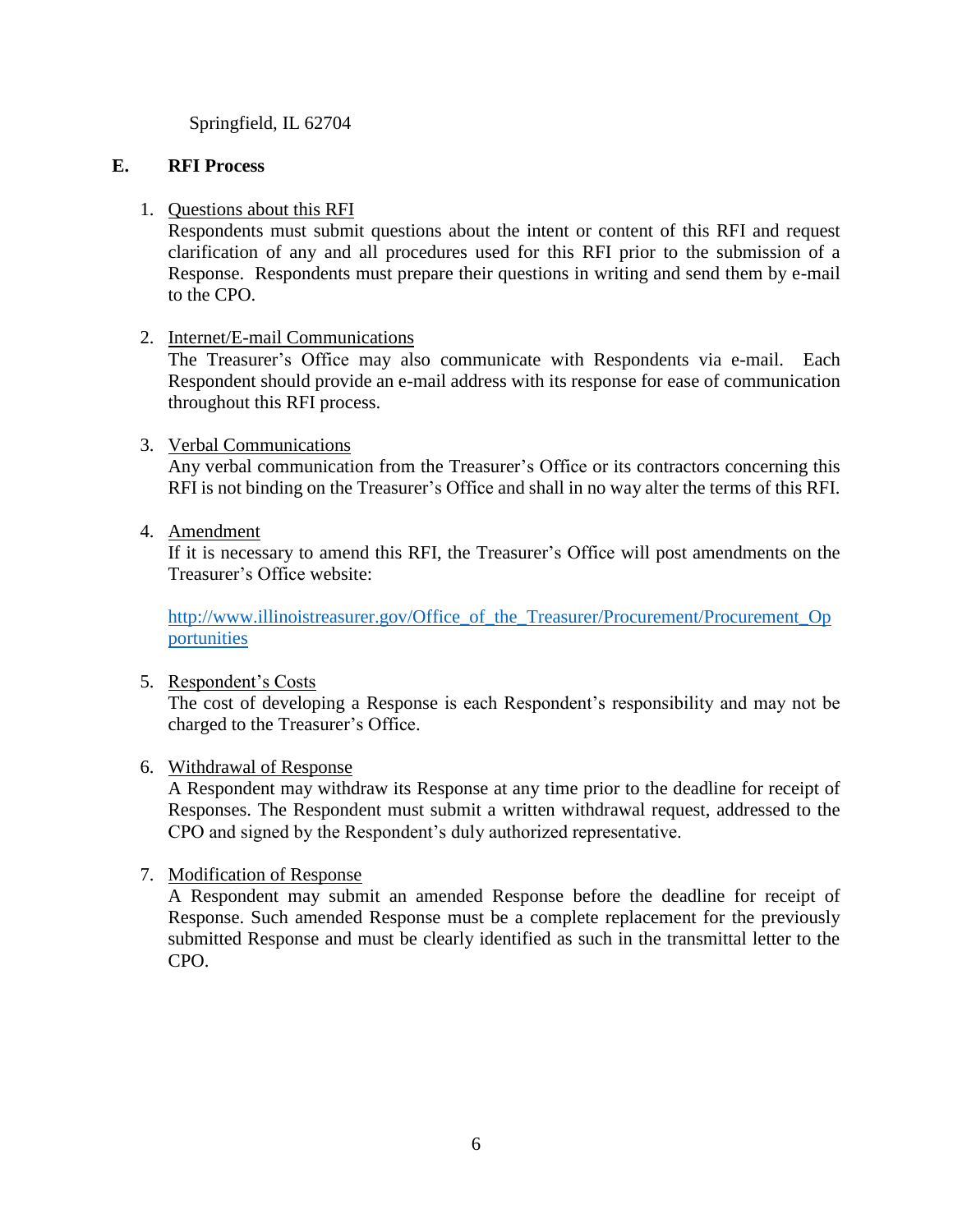Springfield, IL 62704

## E. RFI Process

1. Questions about this RFI
   Respondents must submit questions about the intent or content of this RFI and request clarification of any and all procedures used for this RFI prior to the submission of a Response. Respondents must prepare their questions in writing and send them by e-mail to the CPO.

2. Internet/E-mail Communications
   The Treasurer's Office may also communicate with Respondents via e-mail. Each Respondent should provide an e-mail address with its response for ease of communication throughout this RFI process.

3. Verbal Communications
   Any verbal communication from the Treasurer's Office or its contractors concerning this RFI is not binding on the Treasurer's Office and shall in no way alter the terms of this RFI.

4. Amendment
   If it is necessary to amend this RFI, the Treasurer's Office will post amendments on the Treasurer's Office website:

   http://www.illinoistreasurer.gov/Office_of_the_Treasurer/Procurement/Procurement_Opportunities

5. Respondent's Costs
   The cost of developing a Response is each Respondent's responsibility and may not be charged to the Treasurer's Office.

6. Withdrawal of Response
   A Respondent may withdraw its Response at any time prior to the deadline for receipt of Responses. The Respondent must submit a written withdrawal request, addressed to the CPO and signed by the Respondent's duly authorized representative.

7. Modification of Response
   A Respondent may submit an amended Response before the deadline for receipt of Response. Such amended Response must be a complete replacement for the previously submitted Response and must be clearly identified as such in the transmittal letter to the CPO.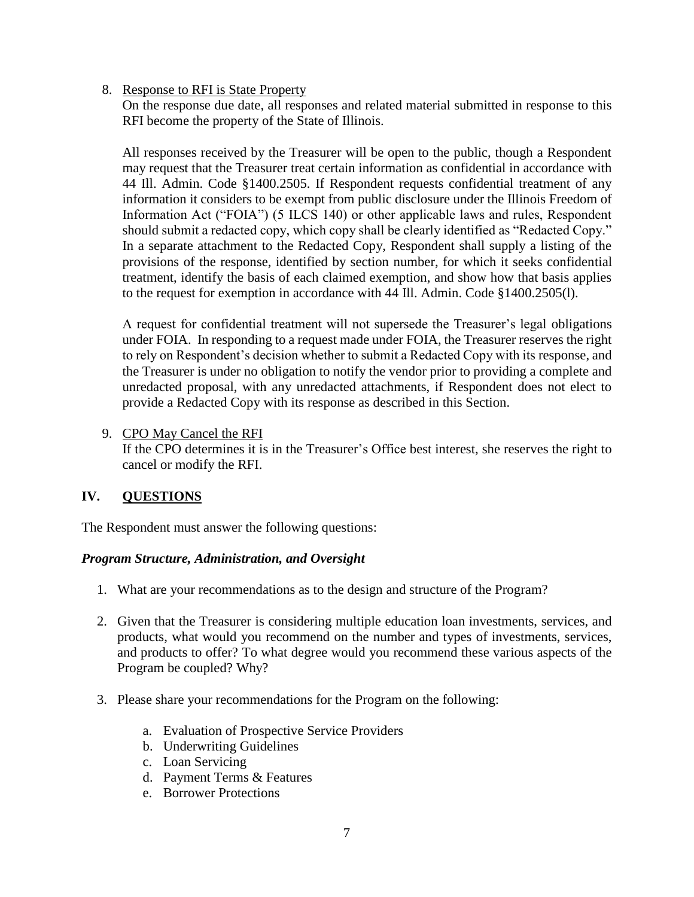8. <u>Response to RFI is State Property</u>

   On the response due date, all responses and related material submitted in response to this RFI become the property of the State of Illinois.

   All responses received by the Treasurer will be open to the public, though a Respondent may request that the Treasurer treat certain information as confidential in accordance with 44 Ill. Admin. Code §1400.2505. If Respondent requests confidential treatment of any information it considers to be exempt from public disclosure under the Illinois Freedom of Information Act ("FOIA") (5 ILCS 140) or other applicable laws and rules, Respondent should submit a redacted copy, which copy shall be clearly identified as "Redacted Copy." In a separate attachment to the Redacted Copy, Respondent shall supply a listing of the provisions of the response, identified by section number, for which it seeks confidential treatment, identify the basis of each claimed exemption, and show how that basis applies to the request for exemption in accordance with 44 Ill. Admin. Code §1400.2505(l).

   A request for confidential treatment will not supersede the Treasurer's legal obligations under FOIA. In responding to a request made under FOIA, the Treasurer reserves the right to rely on Respondent's decision whether to submit a Redacted Copy with its response, and the Treasurer is under no obligation to notify the vendor prior to providing a complete and unredacted proposal, with any unredacted attachments, if Respondent does not elect to provide a Redacted Copy with its response as described in this Section.

9. <u>CPO May Cancel the RFI</u>

   If the CPO determines it is in the Treasurer's Office best interest, she reserves the right to cancel or modify the RFI.

## IV. <u>QUESTIONS</u>

The Respondent must answer the following questions:

***Program Structure, Administration, and Oversight***

1. What are your recommendations as to the design and structure of the Program?

2. Given that the Treasurer is considering multiple education loan investments, services, and products, what would you recommend on the number and types of investments, services, and products to offer? To what degree would you recommend these various aspects of the Program be coupled? Why?

3. Please share your recommendations for the Program on the following:

   a. Evaluation of Prospective Service Providers
   b. Underwriting Guidelines
   c. Loan Servicing
   d. Payment Terms & Features
   e. Borrower Protections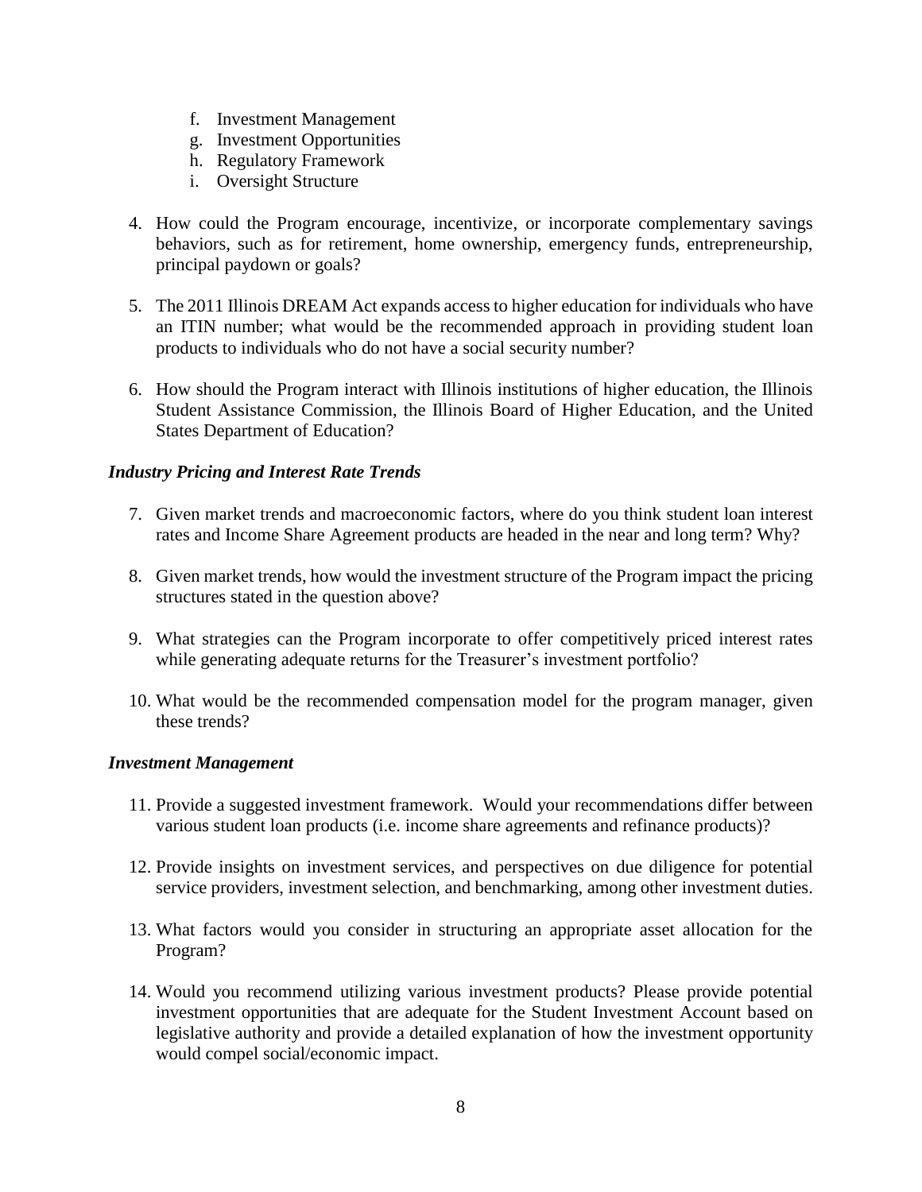f. Investment Management
   g. Investment Opportunities
   h. Regulatory Framework
   i. Oversight Structure

4. How could the Program encourage, incentivize, or incorporate complementary savings behaviors, such as for retirement, home ownership, emergency funds, entrepreneurship, principal paydown or goals?

5. The 2011 Illinois DREAM Act expands access to higher education for individuals who have an ITIN number; what would be the recommended approach in providing student loan products to individuals who do not have a social security number?

6. How should the Program interact with Illinois institutions of higher education, the Illinois Student Assistance Commission, the Illinois Board of Higher Education, and the United States Department of Education?

### *Industry Pricing and Interest Rate Trends*

7. Given market trends and macroeconomic factors, where do you think student loan interest rates and Income Share Agreement products are headed in the near and long term? Why?

8. Given market trends, how would the investment structure of the Program impact the pricing structures stated in the question above?

9. What strategies can the Program incorporate to offer competitively priced interest rates while generating adequate returns for the Treasurer's investment portfolio?

10. What would be the recommended compensation model for the program manager, given these trends?

### *Investment Management*

11. Provide a suggested investment framework. Would your recommendations differ between various student loan products (i.e. income share agreements and refinance products)?

12. Provide insights on investment services, and perspectives on due diligence for potential service providers, investment selection, and benchmarking, among other investment duties.

13. What factors would you consider in structuring an appropriate asset allocation for the Program?

14. Would you recommend utilizing various investment products? Please provide potential investment opportunities that are adequate for the Student Investment Account based on legislative authority and provide a detailed explanation of how the investment opportunity would compel social/economic impact.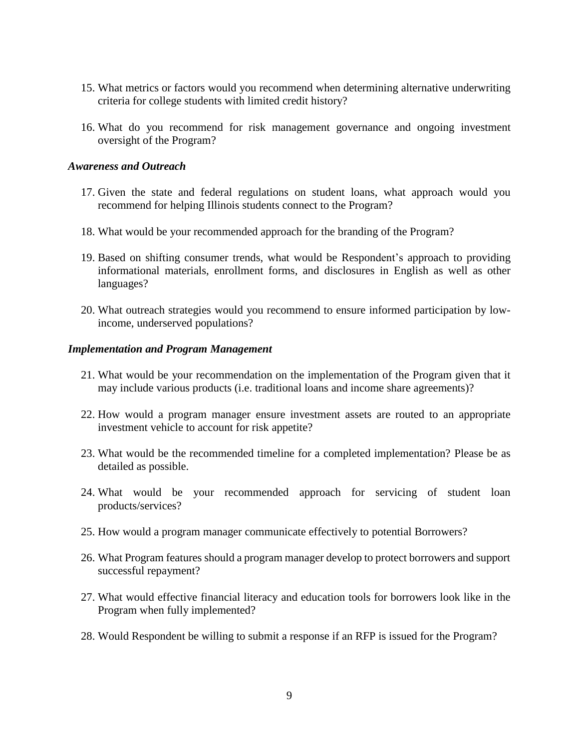15. What metrics or factors would you recommend when determining alternative underwriting criteria for college students with limited credit history?

16. What do you recommend for risk management governance and ongoing investment oversight of the Program?

***Awareness and Outreach***

17. Given the state and federal regulations on student loans, what approach would you recommend for helping Illinois students connect to the Program?

18. What would be your recommended approach for the branding of the Program?

19. Based on shifting consumer trends, what would be Respondent's approach to providing informational materials, enrollment forms, and disclosures in English as well as other languages?

20. What outreach strategies would you recommend to ensure informed participation by low-income, underserved populations?

***Implementation and Program Management***

21. What would be your recommendation on the implementation of the Program given that it may include various products (i.e. traditional loans and income share agreements)?

22. How would a program manager ensure investment assets are routed to an appropriate investment vehicle to account for risk appetite?

23. What would be the recommended timeline for a completed implementation? Please be as detailed as possible.

24. What would be your recommended approach for servicing of student loan products/services?

25. How would a program manager communicate effectively to potential Borrowers?

26. What Program features should a program manager develop to protect borrowers and support successful repayment?

27. What would effective financial literacy and education tools for borrowers look like in the Program when fully implemented?

28. Would Respondent be willing to submit a response if an RFP is issued for the Program?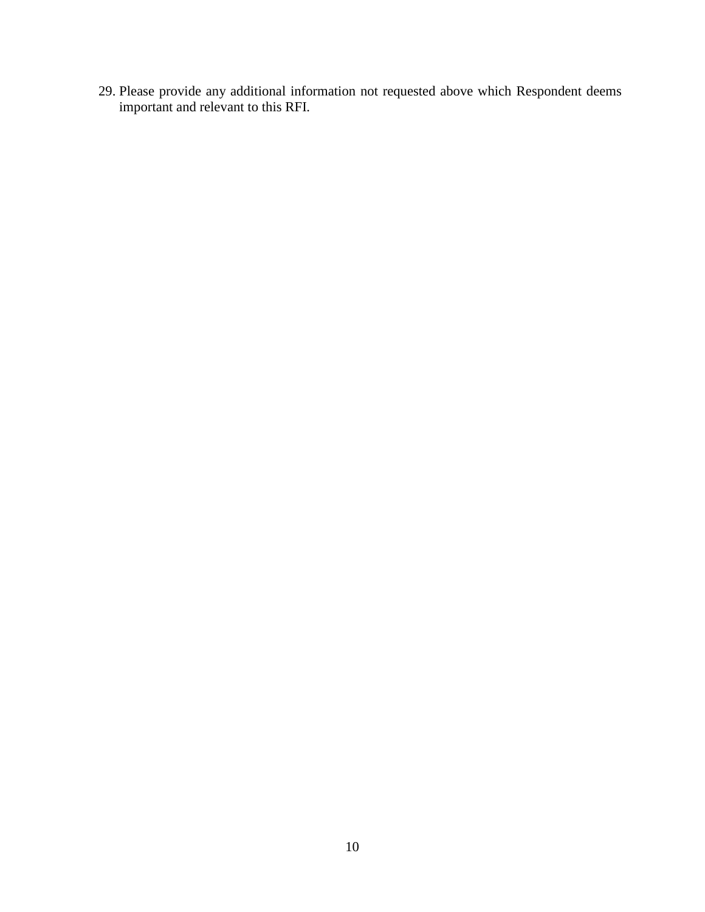29. Please provide any additional information not requested above which Respondent deems important and relevant to this RFI.